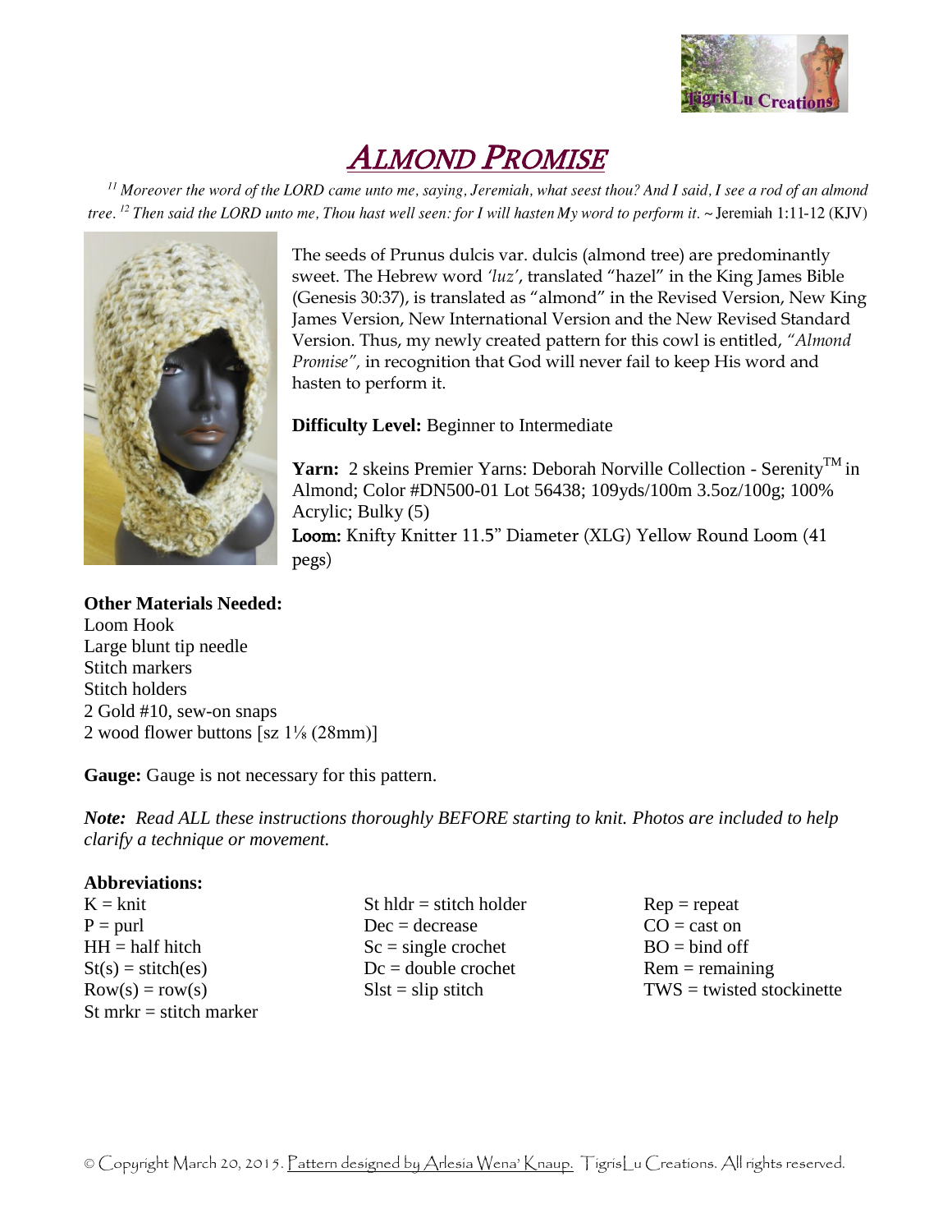# ALMOND PROMISE

*[11] Moreover the word of the LORD came unto me, saying, Jeremiah, what seest thou? And I said, I see a rod of an almond tree. [12] Then said the LORD unto me, Thou hast well seen: for I will hasten My word to perform it.* ~ Jeremiah 1:11-12 (KJV)

The seeds of Prunus dulcis var. dulcis (almond tree) are predominantly sweet. The Hebrew word *'luz'*, translated "hazel" in the King James Bible (Genesis 30:37), is translated as "almond" in the Revised Version, New King James Version, New International Version and the New Revised Standard Version. Thus, my newly created pattern for this cowl is entitled, *"Almond Promise",* in recognition that God will never fail to keep His word and hasten to perform it.

**Difficulty Level:** Beginner to Intermediate

**Yarn:** 2 skeins Premier Yarns: Deborah Norville Collection - Serenity™ in Almond; Color #DN500-01 Lot 56438; 109yds/100m 3.5oz/100g; 100% Acrylic; Bulky (5)

**Loom:** Knifty Knitter 11.5" Diameter (XLG) Yellow Round Loom (41 pegs)

**Other Materials Needed:**
Loom Hook
Large blunt tip needle
Stitch markers
Stitch holders
2 Gold #10, sew-on snaps
2 wood flower buttons [sz 1⅛ (28mm)]

**Gauge:** Gauge is not necessary for this pattern.

***Note:*** *Read ALL these instructions thoroughly BEFORE starting to knit. Photos are included to help clarify a technique or movement.*

**Abbreviations:**

K = knit
P = purl
HH = half hitch
St(s) = stitch(es)
Row(s) = row(s)
St mrkr = stitch marker
St hldr = stitch holder
Dec = decrease
Sc = single crochet
Dc = double crochet
Slst = slip stitch
Rep = repeat
CO = cast on
BO = bind off
Rem = remaining
TWS = twisted stockinette

© Copyright March 20, 2015. Pattern designed by Arlesia Wena' Knaup. TigrisLu Creations. All rights reserved.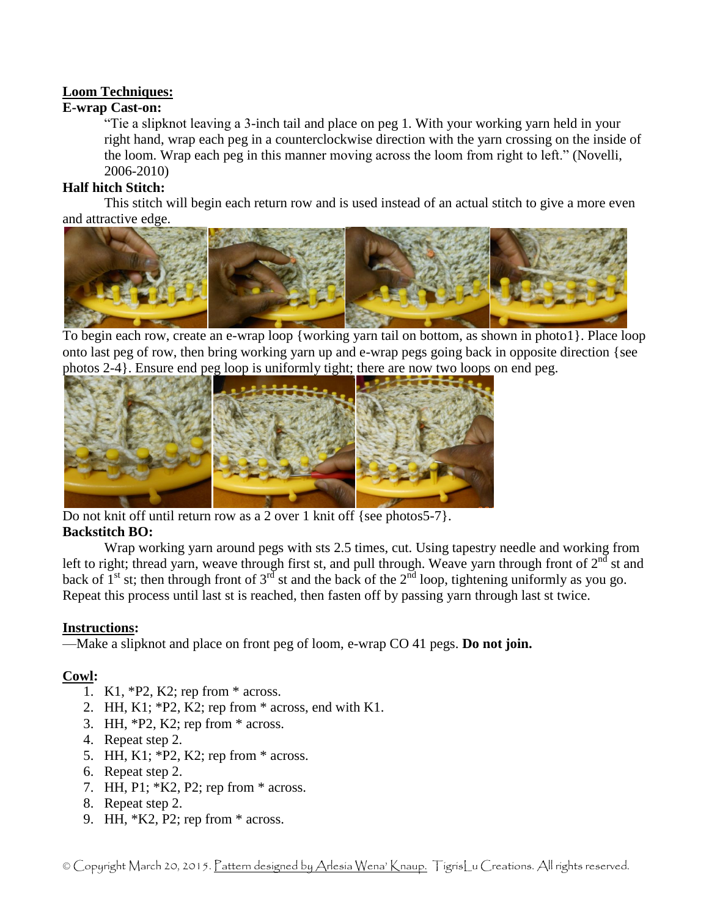**Loom Techniques:**

**E-wrap Cast-on:**

"Tie a slipknot leaving a 3-inch tail and place on peg 1. With your working yarn held in your right hand, wrap each peg in a counterclockwise direction with the yarn crossing on the inside of the loom. Wrap each peg in this manner moving across the loom from right to left." (Novelli, 2006-2010)

**Half hitch Stitch:**

This stitch will begin each return row and is used instead of an actual stitch to give a more even and attractive edge.

To begin each row, create an e-wrap loop {working yarn tail on bottom, as shown in photo1}. Place loop onto last peg of row, then bring working yarn up and e-wrap pegs going back in opposite direction {see photos 2-4}. Ensure end peg loop is uniformly tight; there are now two loops on end peg.

Do not knit off until return row as a 2 over 1 knit off {see photos5-7}.

**Backstitch BO:**

Wrap working yarn around pegs with sts 2.5 times, cut. Using tapestry needle and working from left to right; thread yarn, weave through first st, and pull through. Weave yarn through front of 2nd st and back of 1st st; then through front of 3rd st and the back of the 2nd loop, tightening uniformly as you go. Repeat this process until last st is reached, then fasten off by passing yarn through last st twice.

**Instructions:**

—Make a slipknot and place on front peg of loom, e-wrap CO 41 pegs. **Do not join.**

**Cowl:**

1. K1, *P2, K2; rep from * across.
2. HH, K1; *P2, K2; rep from * across, end with K1.
3. HH, *P2, K2; rep from * across.
4. Repeat step 2.
5. HH, K1; *P2, K2; rep from * across.
6. Repeat step 2.
7. HH, P1; *K2, P2; rep from * across.
8. Repeat step 2.
9. HH, *K2, P2; rep from * across.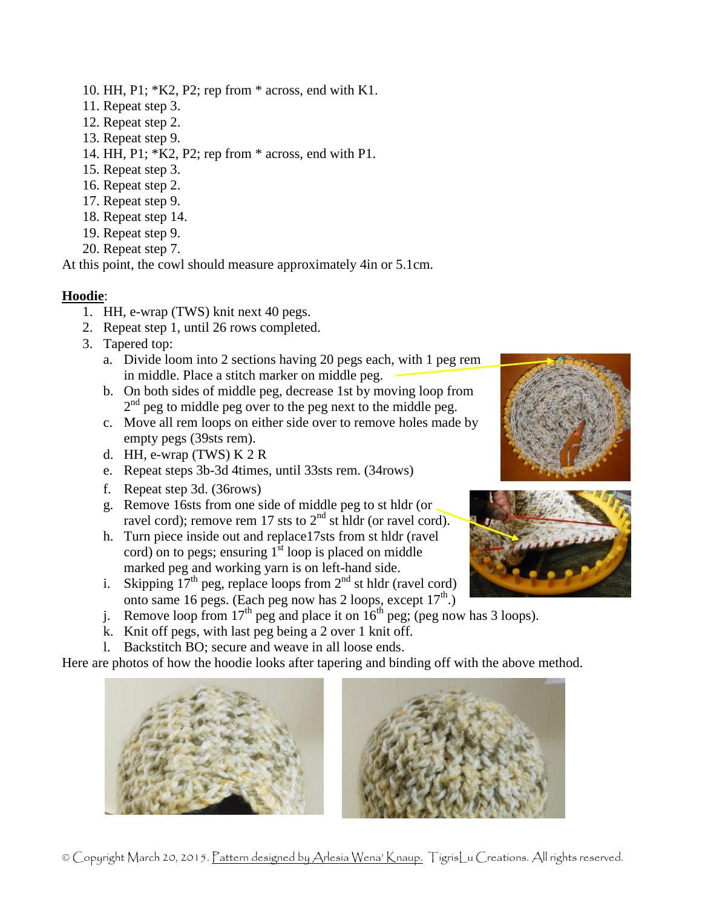10. HH, P1; *K2, P2; rep from * across, end with K1.
11. Repeat step 3.
12. Repeat step 2.
13. Repeat step 9.
14. HH, P1; *K2, P2; rep from * across, end with P1.
15. Repeat step 3.
16. Repeat step 2.
17. Repeat step 9.
18. Repeat step 14.
19. Repeat step 9.
20. Repeat step 7.

At this point, the cowl should measure approximately 4in or 5.1cm.

**Hoodie**:

1. HH, e-wrap (TWS) knit next 40 pegs.
2. Repeat step 1, until 26 rows completed.
3. Tapered top:
   a. Divide loom into 2 sections having 20 pegs each, with 1 peg rem in middle. Place a stitch marker on middle peg.
   b. On both sides of middle peg, decrease 1st by moving loop from 2nd peg to middle peg over to the peg next to the middle peg.
   c. Move all rem loops on either side over to remove holes made by empty pegs (39sts rem).
   d. HH, e-wrap (TWS) K 2 R
   e. Repeat steps 3b-3d 4times, until 33sts rem. (34rows)
   f. Repeat step 3d. (36rows)
   g. Remove 16sts from one side of middle peg to st hldr (or ravel cord); remove rem 17 sts to 2nd st hldr (or ravel cord).
   h. Turn piece inside out and replace17sts from st hldr (ravel cord) on to pegs; ensuring 1st loop is placed on middle marked peg and working yarn is on left-hand side.
   i. Skipping 17th peg, replace loops from 2nd st hldr (ravel cord) onto same 16 pegs. (Each peg now has 2 loops, except 17th.)
   j. Remove loop from 17th peg and place it on 16th peg; (peg now has 3 loops).
   k. Knit off pegs, with last peg being a 2 over 1 knit off.
   l. Backstitch BO; secure and weave in all loose ends.

Here are photos of how the hoodie looks after tapering and binding off with the above method.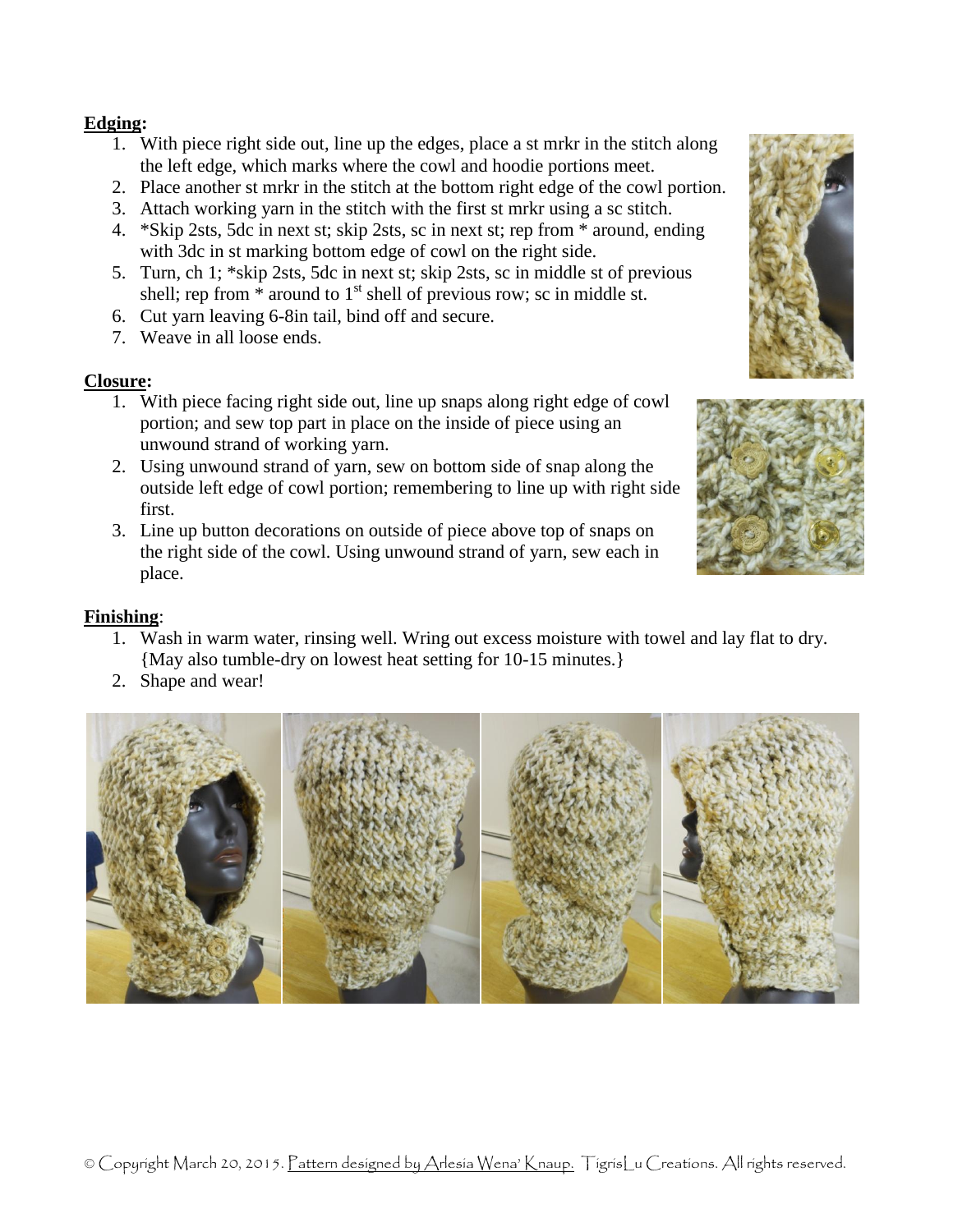**Edging:**

1. With piece right side out, line up the edges, place a st mrkr in the stitch along the left edge, which marks where the cowl and hoodie portions meet.
2. Place another st mrkr in the stitch at the bottom right edge of the cowl portion.
3. Attach working yarn in the stitch with the first st mrkr using a sc stitch.
4. *Skip 2sts, 5dc in next st; skip 2sts, sc in next st; rep from * around, ending with 3dc in st marking bottom edge of cowl on the right side.
5. Turn, ch 1; *skip 2sts, 5dc in next st; skip 2sts, sc in middle st of previous shell; rep from * around to 1st shell of previous row; sc in middle st.
6. Cut yarn leaving 6-8in tail, bind off and secure.
7. Weave in all loose ends.

**Closure:**

1. With piece facing right side out, line up snaps along right edge of cowl portion; and sew top part in place on the inside of piece using an unwound strand of working yarn.
2. Using unwound strand of yarn, sew on bottom side of snap along the outside left edge of cowl portion; remembering to line up with right side first.
3. Line up button decorations on outside of piece above top of snaps on the right side of the cowl. Using unwound strand of yarn, sew each in place.

**Finishing**:

1. Wash in warm water, rinsing well. Wring out excess moisture with towel and lay flat to dry. {May also tumble-dry on lowest heat setting for 10-15 minutes.}
2. Shape and wear!

© Copyright March 20, 2015. Pattern designed by Arlesia Wena' Knaup. TigrisLu Creations. All rights reserved.